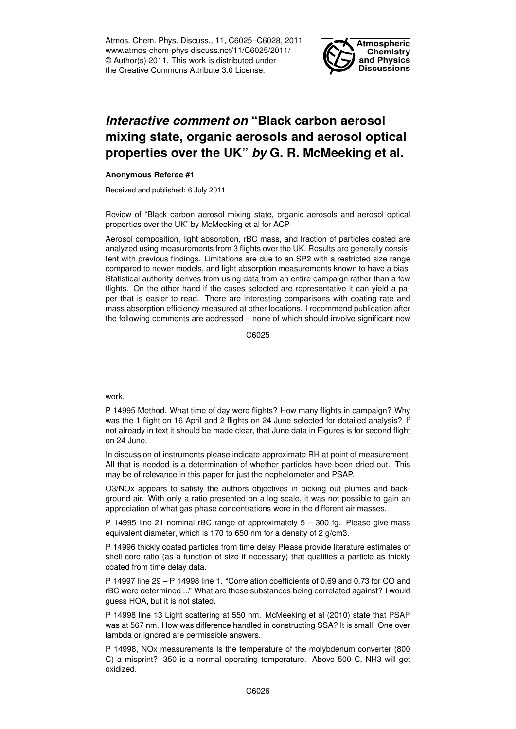# *Interactive comment on* "Black carbon aerosol mixing state, organic aerosols and aerosol optical properties over the UK" *by* G. R. McMeeking et al.

**Anonymous Referee #1**

Received and published: 6 July 2011

Review of "Black carbon aerosol mixing state, organic aerosols and aerosol optical properties over the UK" by McMeeking et al for ACP

Aerosol composition, light absorption, rBC mass, and fraction of particles coated are analyzed using measurements from 3 flights over the UK. Results are generally consistent with previous findings. Limitations are due to an SP2 with a restricted size range compared to newer models, and light absorption measurements known to have a bias. Statistical authority derives from using data from an entire campaign rather than a few flights. On the other hand if the cases selected are representative it can yield a paper that is easier to read. There are interesting comparisons with coating rate and mass absorption efficiency measured at other locations. I recommend publication after the following comments are addressed – none of which should involve significant new work.

P 14995 Method. What time of day were flights? How many flights in campaign? Why was the 1 flight on 16 April and 2 flights on 24 June selected for detailed analysis? If not already in text it should be made clear, that June data in Figures is for second flight on 24 June.

In discussion of instruments please indicate approximate RH at point of measurement. All that is needed is a determination of whether particles have been dried out. This may be of relevance in this paper for just the nephelometer and PSAP.

$O_3$/$NO_x$ appears to satisfy the authors objectives in picking out plumes and background air. With only a ratio presented on a log scale, it was not possible to gain an appreciation of what gas phase concentrations were in the different air masses.

P 14995 line 21 nominal rBC range of approximately 5 – 300 fg. Please give mass equivalent diameter, which is 170 to 650 nm for a density of 2 g/cm3.

P 14996 thickly coated particles from time delay Please provide literature estimates of shell core ratio (as a function of size if necessary) that qualifies a particle as thickly coated from time delay data.

P 14997 line 29 – P 14998 line 1. "Correlation coefficients of 0.69 and 0.73 for CO and rBC were determined ..." What are these substances being correlated against? I would guess HOA, but it is not stated.

P 14998 line 13 Light scattering at 550 nm. McMeeking et al (2010) state that PSAP was at 567 nm. How was difference handled in constructing SSA? It is small. One over lambda or ignored are permissible answers.

P 14998, $NO_x$ measurements Is the temperature of the molybdenum converter (800 C) a misprint? 350 is a normal operating temperature. Above 500 C, $NH_3$ will get oxidized.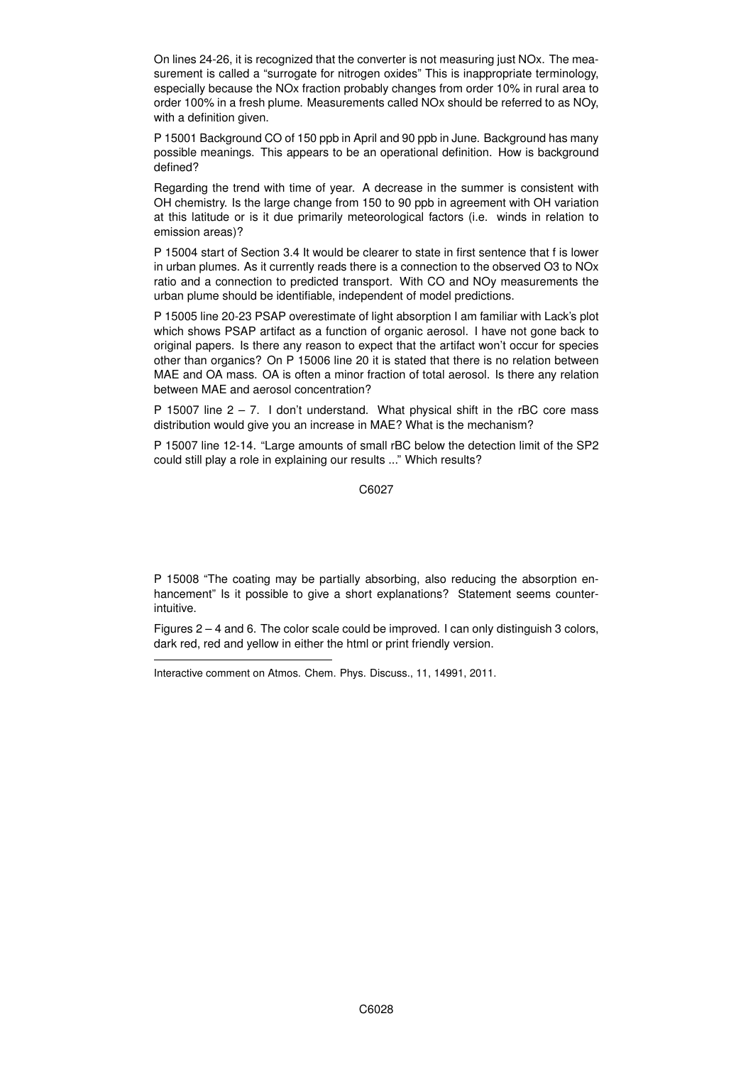On lines 24-26, it is recognized that the converter is not measuring just NOx. The measurement is called a "surrogate for nitrogen oxides" This is inappropriate terminology, especially because the NOx fraction probably changes from order 10% in rural area to order 100% in a fresh plume. Measurements called NOx should be referred to as NOy, with a definition given.

P 15001 Background CO of 150 ppb in April and 90 ppb in June. Background has many possible meanings. This appears to be an operational definition. How is background defined?

Regarding the trend with time of year. A decrease in the summer is consistent with OH chemistry. Is the large change from 150 to 90 ppb in agreement with OH variation at this latitude or is it due primarily meteorological factors (i.e. winds in relation to emission areas)?

P 15004 start of Section 3.4 It would be clearer to state in first sentence that f is lower in urban plumes. As it currently reads there is a connection to the observed O3 to NOx ratio and a connection to predicted transport. With CO and NOy measurements the urban plume should be identifiable, independent of model predictions.

P 15005 line 20-23 PSAP overestimate of light absorption I am familiar with Lack's plot which shows PSAP artifact as a function of organic aerosol. I have not gone back to original papers. Is there any reason to expect that the artifact won't occur for species other than organics? On P 15006 line 20 it is stated that there is no relation between MAE and OA mass. OA is often a minor fraction of total aerosol. Is there any relation between MAE and aerosol concentration?

P 15007 line 2 – 7. I don't understand. What physical shift in the rBC core mass distribution would give you an increase in MAE? What is the mechanism?

P 15007 line 12-14. "Large amounts of small rBC below the detection limit of the SP2 could still play a role in explaining our results ..." Which results?

P 15008 "The coating may be partially absorbing, also reducing the absorption enhancement" Is it possible to give a short explanations? Statement seems counter-intuitive.

Figures 2 – 4 and 6. The color scale could be improved. I can only distinguish 3 colors, dark red, red and yellow in either the html or print friendly version.

---

Interactive comment on Atmos. Chem. Phys. Discuss., 11, 14991, 2011.